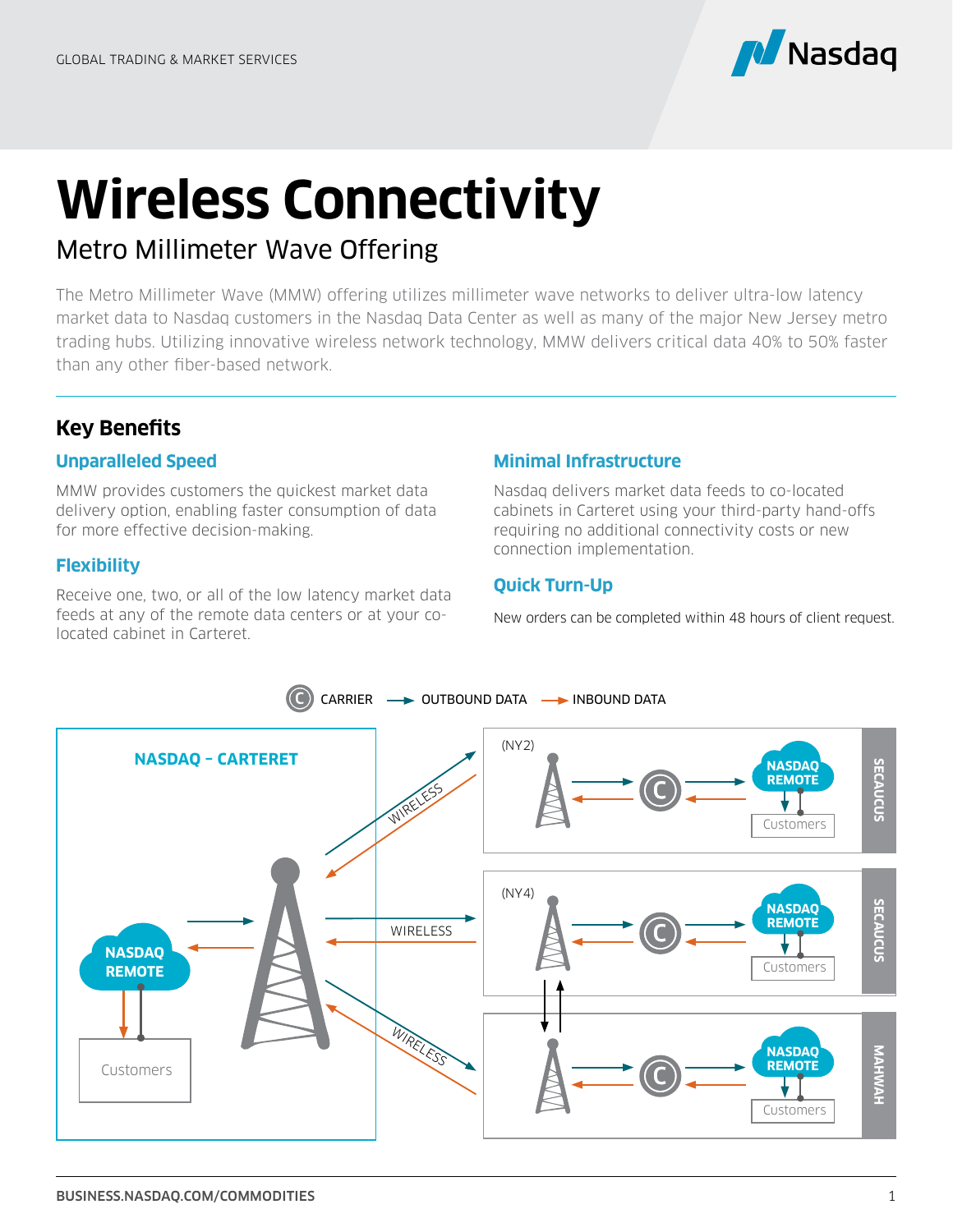# Wireless Connectivity

## Metro Millimeter Wave Offering

The Metro Millimeter Wave (MMW) offering utilizes millimeter wave networks to deliver ultra-low latency market data to Nasdaq customers in the Nasdaq Data Center as well as many of the major New Jersey metro trading hubs. Utilizing innovative wireless network technology, MMW delivers critical data 40% to 50% faster than any other fiber-based network.

## Key Benefits

### Unparalleled Speed

MMW provides customers the quickest market data delivery option, enabling faster consumption of data for more effective decision-making.

### Flexibility

Receive one, two, or all of the low latency market data feeds at any of the remote data centers or at your co-located cabinet in Carteret.

### Minimal Infrastructure

Nasdaq delivers market data feeds to co-located cabinets in Carteret using your third-party hand-offs requiring no additional connectivity costs or new connection implementation.

### Quick Turn-Up

New orders can be completed within 48 hours of client request.

C CARRIER → OUTBOUND DATA → INBOUND DATA

NASDAQ – CARTERET

NASDAQ REMOTE

Customers

WIRELESS

WIRELESS

WIRELESS

(NY2) SECAUCUS

NASDAQ REMOTE

Customers

(NY4) SECAUCUS

NASDAQ REMOTE

Customers

MAHWAH

NASDAQ REMOTE

Customers

BUSINESS.NASDAQ.COM/COMMODITIES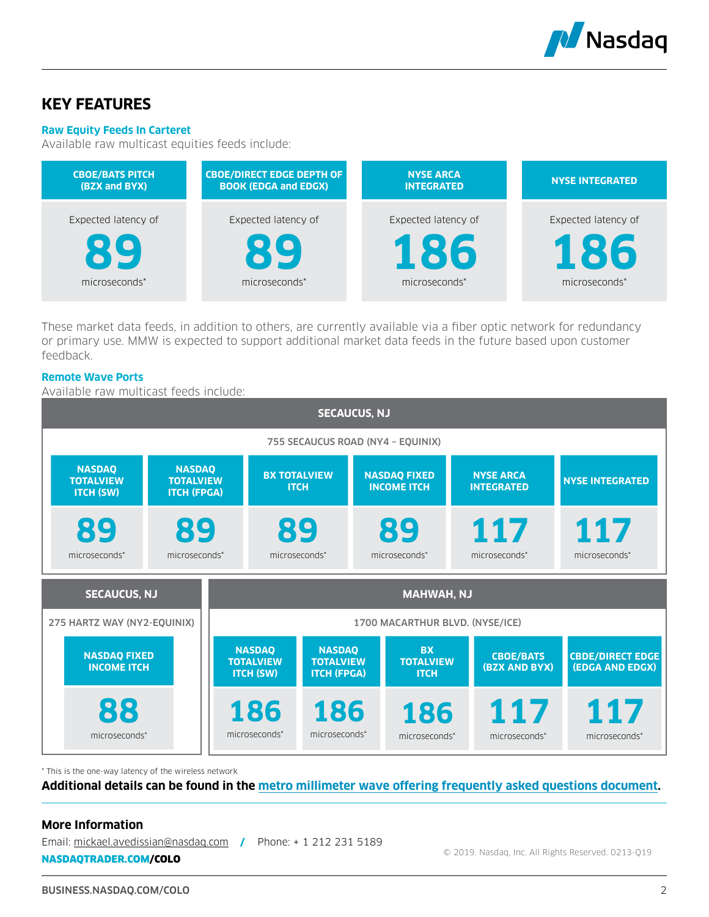## KEY FEATURES

**Raw Equity Feeds In Carteret**

Available raw multicast equities feeds include:

| CBOE/BATS PITCH (BZX and BYX) | CBOE/DIRECT EDGE DEPTH OF BOOK (EDGA and EDGX) | NYSE ARCA INTEGRATED | NYSE INTEGRATED |
|---|---|---|---|
| Expected latency of **89** microseconds* | Expected latency of **89** microseconds* | Expected latency of **186** microseconds* | Expected latency of **186** microseconds* |

These market data feeds, in addition to others, are currently available via a fiber optic network for redundancy or primary use. MMW is expected to support additional market data feeds in the future based upon customer feedback.

**Remote Wave Ports**

Available raw multicast feeds include:

**SECAUCUS, NJ**

755 SECAUCUS ROAD (NY4 – EQUINIX)

| NASDAQ TOTALVIEW ITCH (SW) | NASDAQ TOTALVIEW ITCH (FPGA) | BX TOTALVIEW ITCH | NASDAQ FIXED INCOME ITCH | NYSE ARCA INTEGRATED | NYSE INTEGRATED |
|---|---|---|---|---|---|
| **89** microseconds* | **89** microseconds* | **89** microseconds* | **89** microseconds* | **117** microseconds* | **117** microseconds* |

**SECAUCUS, NJ**

275 HARTZ WAY (NY2-EQUINIX)

| NASDAQ FIXED INCOME ITCH |
|---|
| **88** microseconds* |

**MAHWAH, NJ**

1700 MACARTHUR BLVD. (NYSE/ICE)

| NASDAQ TOTALVIEW ITCH (SW) | NASDAQ TOTALVIEW ITCH (FPGA) | BX TOTALVIEW ITCH | CBOE/BATS (BZX AND BYX) | CBDE/DIRECT EDGE (EDGA AND EDGX) |
|---|---|---|---|---|
| **186** microseconds* | **186** microseconds* | **186** microseconds* | **117** microseconds* | **117** microseconds* |

* This is the one-way latency of the wireless network

**Additional details can be found in the metro millimeter wave offering frequently asked questions document.**

### More Information

Email: mickael.avedissian@nasdaq.com / Phone: + 1 212 231 5189

NASDAQTRADER.COM/COLO

© 2019. Nasdaq, Inc. All Rights Reserved. 0213-Q19